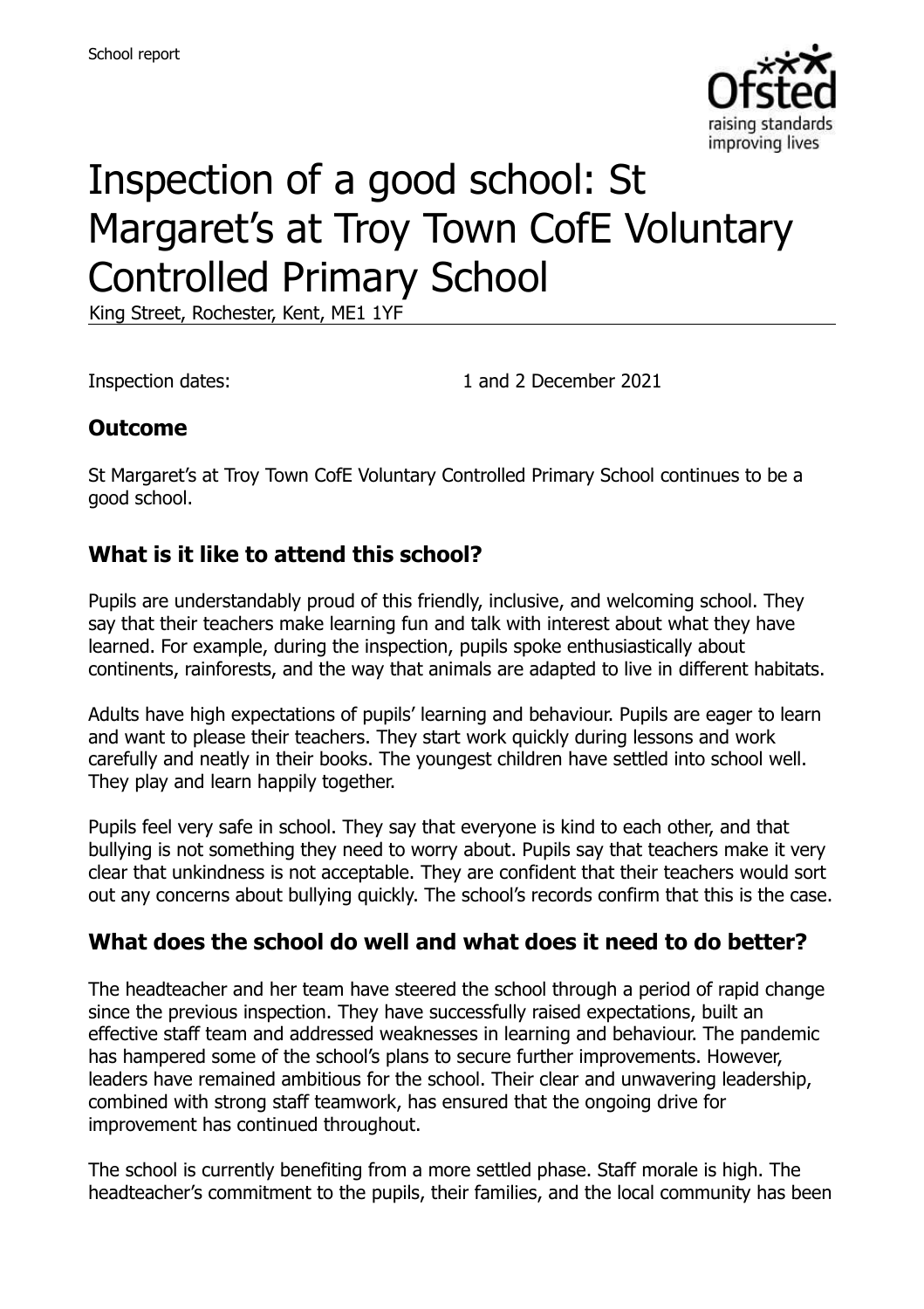School report

# Inspection of a good school: St Margaret's at Troy Town CofE Voluntary Controlled Primary School

King Street, Rochester, Kent, ME1 1YF

Inspection dates: 1 and 2 December 2021

## Outcome

St Margaret's at Troy Town CofE Voluntary Controlled Primary School continues to be a good school.

## What is it like to attend this school?

Pupils are understandably proud of this friendly, inclusive, and welcoming school. They say that their teachers make learning fun and talk with interest about what they have learned. For example, during the inspection, pupils spoke enthusiastically about continents, rainforests, and the way that animals are adapted to live in different habitats.

Adults have high expectations of pupils' learning and behaviour. Pupils are eager to learn and want to please their teachers. They start work quickly during lessons and work carefully and neatly in their books. The youngest children have settled into school well. They play and learn happily together.

Pupils feel very safe in school. They say that everyone is kind to each other, and that bullying is not something they need to worry about. Pupils say that teachers make it very clear that unkindness is not acceptable. They are confident that their teachers would sort out any concerns about bullying quickly. The school's records confirm that this is the case.

## What does the school do well and what does it need to do better?

The headteacher and her team have steered the school through a period of rapid change since the previous inspection. They have successfully raised expectations, built an effective staff team and addressed weaknesses in learning and behaviour. The pandemic has hampered some of the school's plans to secure further improvements. However, leaders have remained ambitious for the school. Their clear and unwavering leadership, combined with strong staff teamwork, has ensured that the ongoing drive for improvement has continued throughout.

The school is currently benefiting from a more settled phase. Staff morale is high. The headteacher's commitment to the pupils, their families, and the local community has been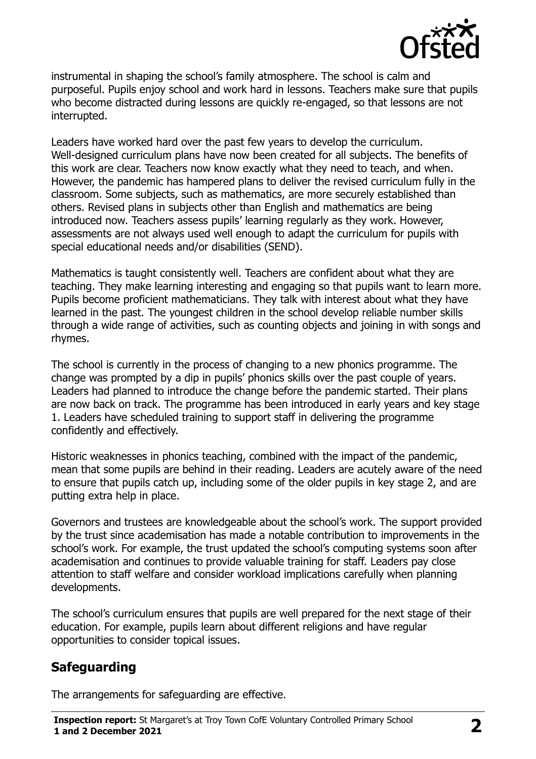instrumental in shaping the school's family atmosphere. The school is calm and purposeful. Pupils enjoy school and work hard in lessons. Teachers make sure that pupils who become distracted during lessons are quickly re-engaged, so that lessons are not interrupted.

Leaders have worked hard over the past few years to develop the curriculum. Well-designed curriculum plans have now been created for all subjects. The benefits of this work are clear. Teachers now know exactly what they need to teach, and when. However, the pandemic has hampered plans to deliver the revised curriculum fully in the classroom. Some subjects, such as mathematics, are more securely established than others. Revised plans in subjects other than English and mathematics are being introduced now. Teachers assess pupils' learning regularly as they work. However, assessments are not always used well enough to adapt the curriculum for pupils with special educational needs and/or disabilities (SEND).

Mathematics is taught consistently well. Teachers are confident about what they are teaching. They make learning interesting and engaging so that pupils want to learn more. Pupils become proficient mathematicians. They talk with interest about what they have learned in the past. The youngest children in the school develop reliable number skills through a wide range of activities, such as counting objects and joining in with songs and rhymes.

The school is currently in the process of changing to a new phonics programme. The change was prompted by a dip in pupils' phonics skills over the past couple of years. Leaders had planned to introduce the change before the pandemic started. Their plans are now back on track. The programme has been introduced in early years and key stage 1. Leaders have scheduled training to support staff in delivering the programme confidently and effectively.

Historic weaknesses in phonics teaching, combined with the impact of the pandemic, mean that some pupils are behind in their reading. Leaders are acutely aware of the need to ensure that pupils catch up, including some of the older pupils in key stage 2, and are putting extra help in place.

Governors and trustees are knowledgeable about the school's work. The support provided by the trust since academisation has made a notable contribution to improvements in the school's work. For example, the trust updated the school's computing systems soon after academisation and continues to provide valuable training for staff. Leaders pay close attention to staff welfare and consider workload implications carefully when planning developments.

The school's curriculum ensures that pupils are well prepared for the next stage of their education. For example, pupils learn about different religions and have regular opportunities to consider topical issues.

## Safeguarding

The arrangements for safeguarding are effective.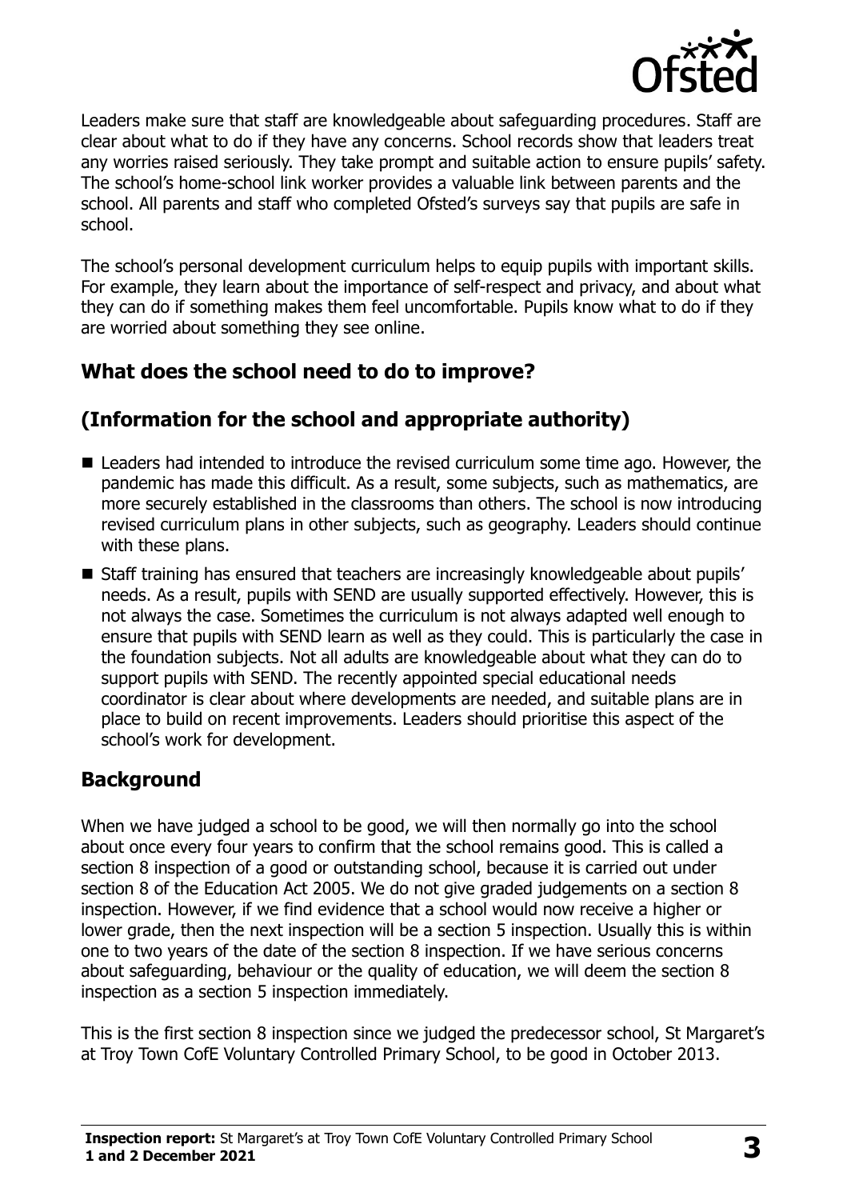Leaders make sure that staff are knowledgeable about safeguarding procedures. Staff are clear about what to do if they have any concerns. School records show that leaders treat any worries raised seriously. They take prompt and suitable action to ensure pupils' safety. The school's home-school link worker provides a valuable link between parents and the school. All parents and staff who completed Ofsted's surveys say that pupils are safe in school.

The school's personal development curriculum helps to equip pupils with important skills. For example, they learn about the importance of self-respect and privacy, and about what they can do if something makes them feel uncomfortable. Pupils know what to do if they are worried about something they see online.

## What does the school need to do to improve?

## (Information for the school and appropriate authority)

- Leaders had intended to introduce the revised curriculum some time ago. However, the pandemic has made this difficult. As a result, some subjects, such as mathematics, are more securely established in the classrooms than others. The school is now introducing revised curriculum plans in other subjects, such as geography. Leaders should continue with these plans.
- Staff training has ensured that teachers are increasingly knowledgeable about pupils' needs. As a result, pupils with SEND are usually supported effectively. However, this is not always the case. Sometimes the curriculum is not always adapted well enough to ensure that pupils with SEND learn as well as they could. This is particularly the case in the foundation subjects. Not all adults are knowledgeable about what they can do to support pupils with SEND. The recently appointed special educational needs coordinator is clear about where developments are needed, and suitable plans are in place to build on recent improvements. Leaders should prioritise this aspect of the school's work for development.

## Background

When we have judged a school to be good, we will then normally go into the school about once every four years to confirm that the school remains good. This is called a section 8 inspection of a good or outstanding school, because it is carried out under section 8 of the Education Act 2005. We do not give graded judgements on a section 8 inspection. However, if we find evidence that a school would now receive a higher or lower grade, then the next inspection will be a section 5 inspection. Usually this is within one to two years of the date of the section 8 inspection. If we have serious concerns about safeguarding, behaviour or the quality of education, we will deem the section 8 inspection as a section 5 inspection immediately.

This is the first section 8 inspection since we judged the predecessor school, St Margaret's at Troy Town CofE Voluntary Controlled Primary School, to be good in October 2013.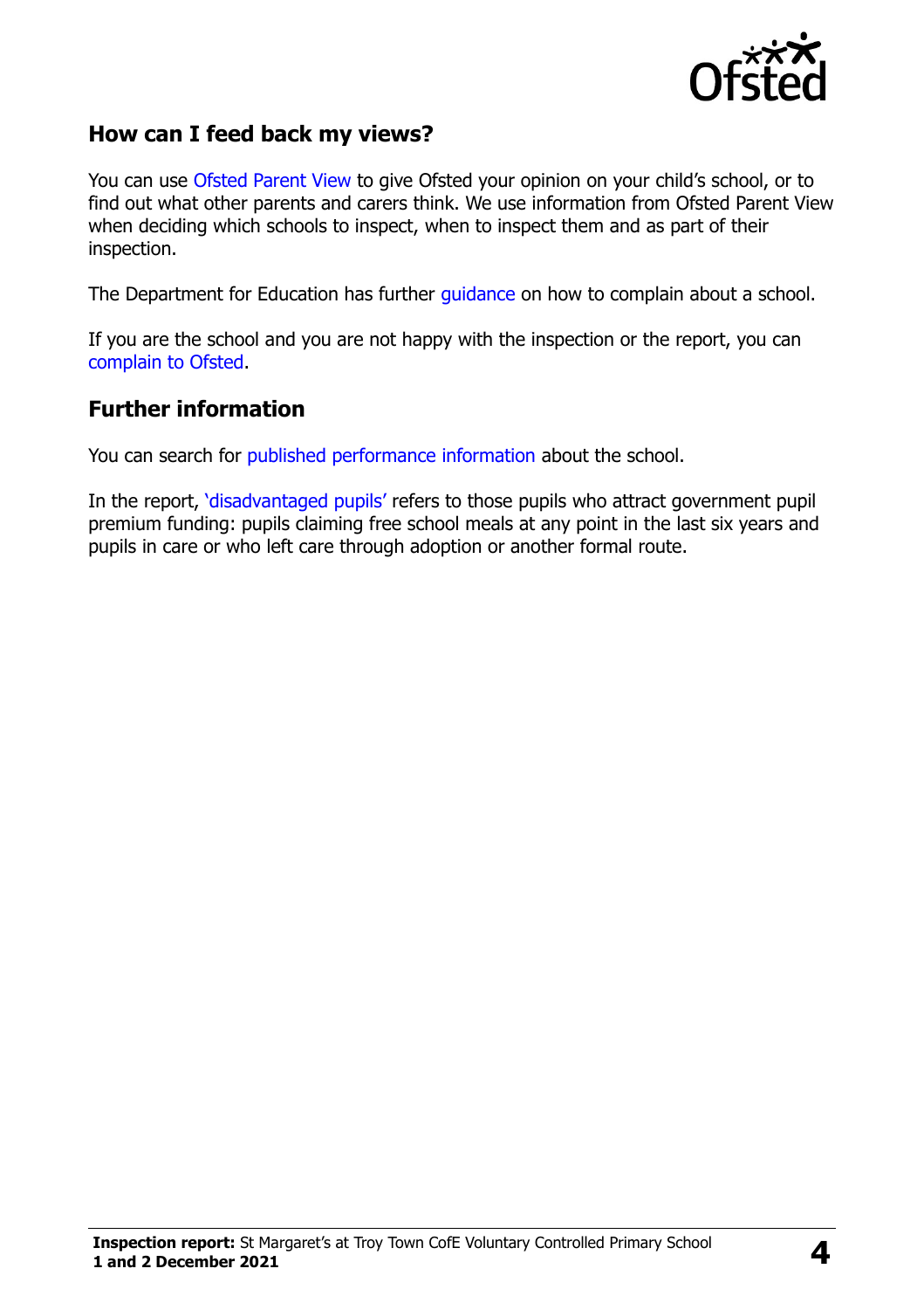## How can I feed back my views?

You can use Ofsted Parent View to give Ofsted your opinion on your child's school, or to find out what other parents and carers think. We use information from Ofsted Parent View when deciding which schools to inspect, when to inspect them and as part of their inspection.

The Department for Education has further guidance on how to complain about a school.

If you are the school and you are not happy with the inspection or the report, you can complain to Ofsted.

## Further information

You can search for published performance information about the school.

In the report, 'disadvantaged pupils' refers to those pupils who attract government pupil premium funding: pupils claiming free school meals at any point in the last six years and pupils in care or who left care through adoption or another formal route.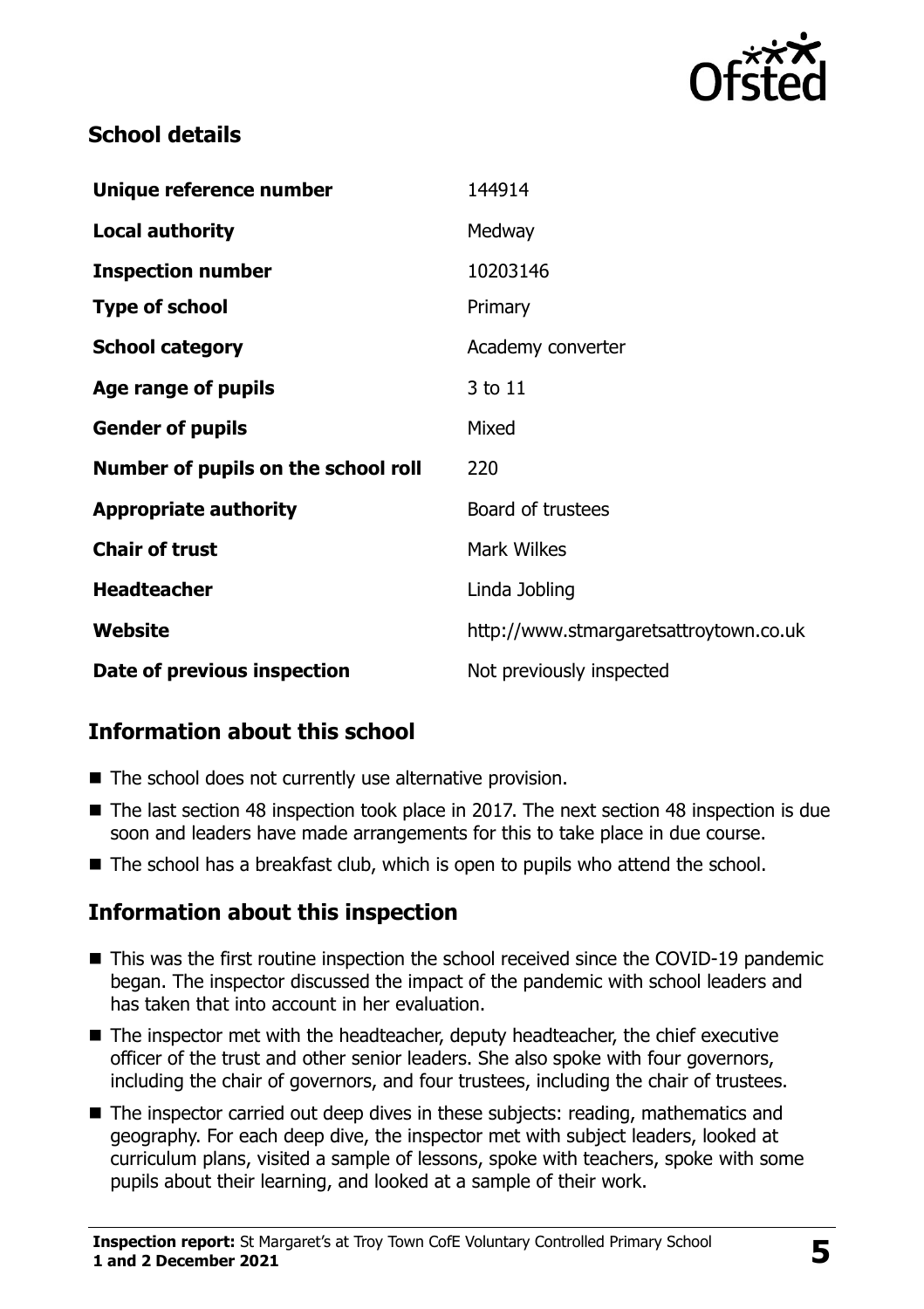## School details

| | |
|---|---|
| **Unique reference number** | 144914 |
| **Local authority** | Medway |
| **Inspection number** | 10203146 |
| **Type of school** | Primary |
| **School category** | Academy converter |
| **Age range of pupils** | 3 to 11 |
| **Gender of pupils** | Mixed |
| **Number of pupils on the school roll** | 220 |
| **Appropriate authority** | Board of trustees |
| **Chair of trust** | Mark Wilkes |
| **Headteacher** | Linda Jobling |
| **Website** | http://www.stmargaretsattroytown.co.uk |
| **Date of previous inspection** | Not previously inspected |

## Information about this school

- The school does not currently use alternative provision.
- The last section 48 inspection took place in 2017. The next section 48 inspection is due soon and leaders have made arrangements for this to take place in due course.
- The school has a breakfast club, which is open to pupils who attend the school.

## Information about this inspection

- This was the first routine inspection the school received since the COVID-19 pandemic began. The inspector discussed the impact of the pandemic with school leaders and has taken that into account in her evaluation.
- The inspector met with the headteacher, deputy headteacher, the chief executive officer of the trust and other senior leaders. She also spoke with four governors, including the chair of governors, and four trustees, including the chair of trustees.
- The inspector carried out deep dives in these subjects: reading, mathematics and geography. For each deep dive, the inspector met with subject leaders, looked at curriculum plans, visited a sample of lessons, spoke with teachers, spoke with some pupils about their learning, and looked at a sample of their work.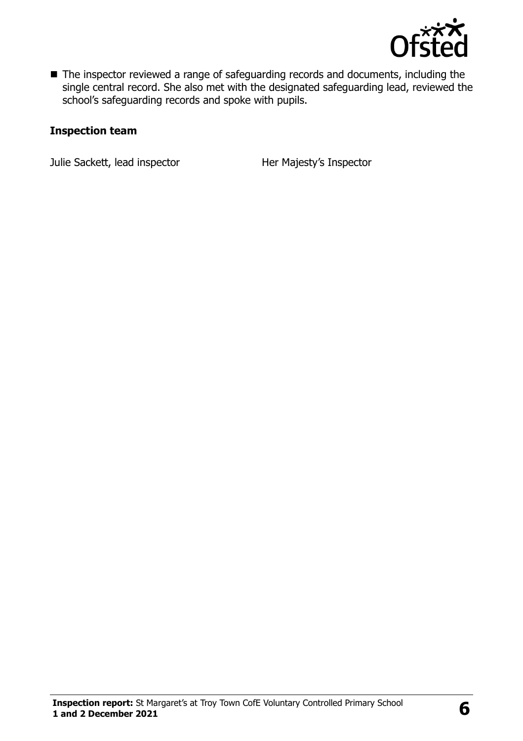- The inspector reviewed a range of safeguarding records and documents, including the single central record. She also met with the designated safeguarding lead, reviewed the school's safeguarding records and spoke with pupils.

### Inspection team

| | |
|---|---|
| Julie Sackett, lead inspector | Her Majesty's Inspector |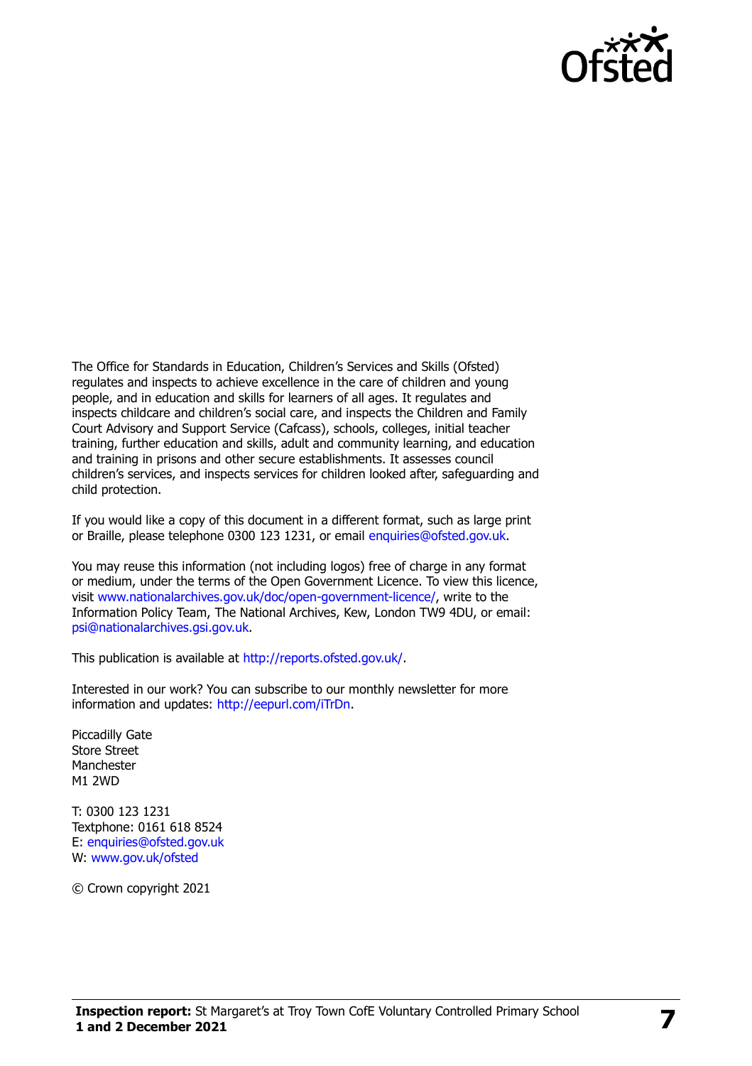The Office for Standards in Education, Children's Services and Skills (Ofsted) regulates and inspects to achieve excellence in the care of children and young people, and in education and skills for learners of all ages. It regulates and inspects childcare and children's social care, and inspects the Children and Family Court Advisory and Support Service (Cafcass), schools, colleges, initial teacher training, further education and skills, adult and community learning, and education and training in prisons and other secure establishments. It assesses council children's services, and inspects services for children looked after, safeguarding and child protection.

If you would like a copy of this document in a different format, such as large print or Braille, please telephone 0300 123 1231, or email enquiries@ofsted.gov.uk.

You may reuse this information (not including logos) free of charge in any format or medium, under the terms of the Open Government Licence. To view this licence, visit www.nationalarchives.gov.uk/doc/open-government-licence/, write to the Information Policy Team, The National Archives, Kew, London TW9 4DU, or email: psi@nationalarchives.gsi.gov.uk.

This publication is available at http://reports.ofsted.gov.uk/.

Interested in our work? You can subscribe to our monthly newsletter for more information and updates: http://eepurl.com/iTrDn.

Piccadilly Gate
Store Street
Manchester
M1 2WD

T: 0300 123 1231
Textphone: 0161 618 8524
E: enquiries@ofsted.gov.uk
W: www.gov.uk/ofsted

© Crown copyright 2021